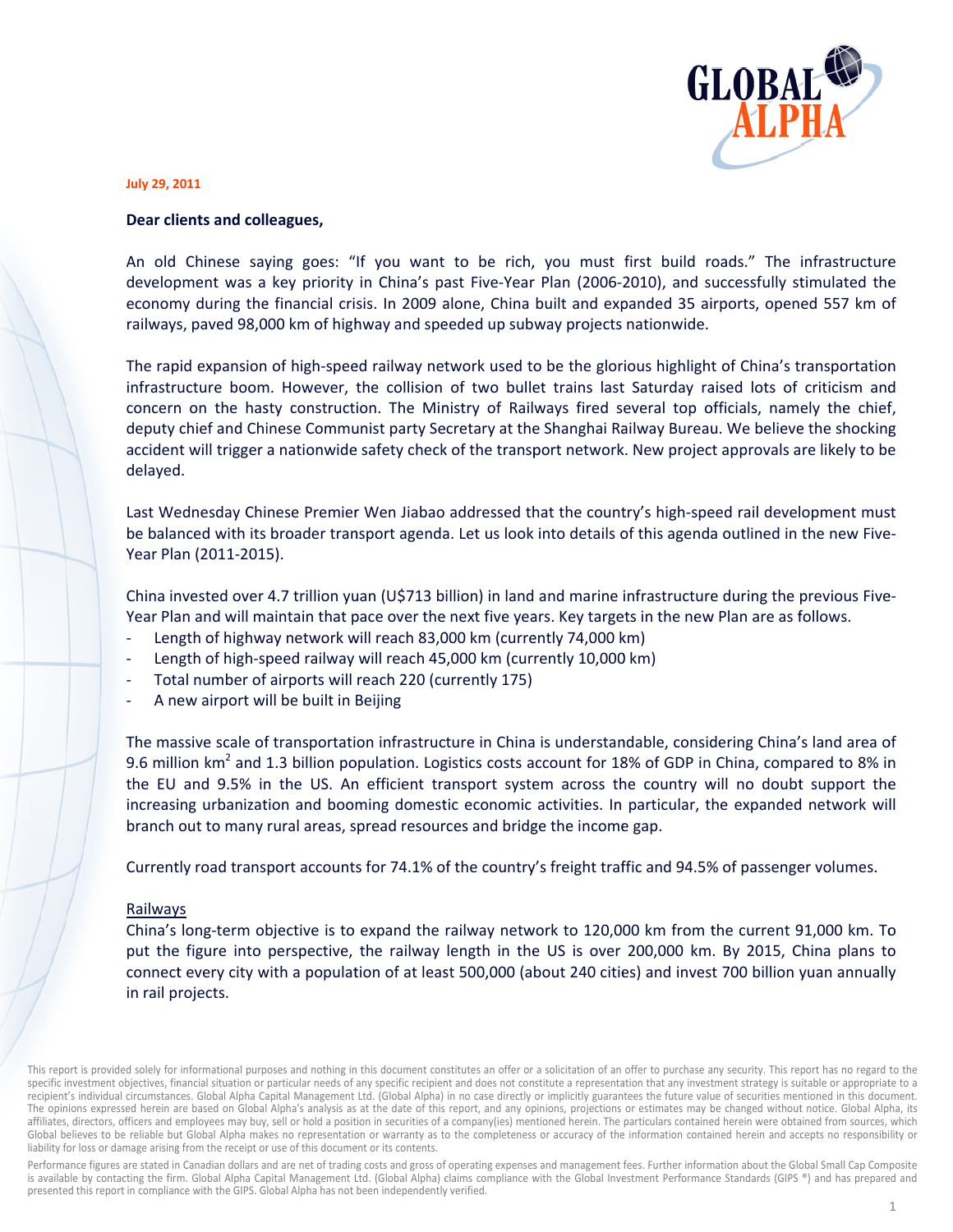**July 29, 2011**

**Dear clients and colleagues,**

An old Chinese saying goes: "If you want to be rich, you must first build roads." The infrastructure development was a key priority in China's past Five-Year Plan (2006-2010), and successfully stimulated the economy during the financial crisis. In 2009 alone, China built and expanded 35 airports, opened 557 km of railways, paved 98,000 km of highway and speeded up subway projects nationwide.

The rapid expansion of high-speed railway network used to be the glorious highlight of China's transportation infrastructure boom. However, the collision of two bullet trains last Saturday raised lots of criticism and concern on the hasty construction. The Ministry of Railways fired several top officials, namely the chief, deputy chief and Chinese Communist party Secretary at the Shanghai Railway Bureau. We believe the shocking accident will trigger a nationwide safety check of the transport network. New project approvals are likely to be delayed.

Last Wednesday Chinese Premier Wen Jiabao addressed that the country's high-speed rail development must be balanced with its broader transport agenda. Let us look into details of this agenda outlined in the new Five-Year Plan (2011-2015).

China invested over 4.7 trillion yuan (U$713 billion) in land and marine infrastructure during the previous Five-Year Plan and will maintain that pace over the next five years. Key targets in the new Plan are as follows.

- Length of highway network will reach 83,000 km (currently 74,000 km)
- Length of high-speed railway will reach 45,000 km (currently 10,000 km)
- Total number of airports will reach 220 (currently 175)
- A new airport will be built in Beijing

The massive scale of transportation infrastructure in China is understandable, considering China's land area of 9.6 million km$^2$ and 1.3 billion population. Logistics costs account for 18% of GDP in China, compared to 8% in the EU and 9.5% in the US. An efficient transport system across the country will no doubt support the increasing urbanization and booming domestic economic activities. In particular, the expanded network will branch out to many rural areas, spread resources and bridge the income gap.

Currently road transport accounts for 74.1% of the country's freight traffic and 94.5% of passenger volumes.

Railways

China's long-term objective is to expand the railway network to 120,000 km from the current 91,000 km. To put the figure into perspective, the railway length in the US is over 200,000 km. By 2015, China plans to connect every city with a population of at least 500,000 (about 240 cities) and invest 700 billion yuan annually in rail projects.

This report is provided solely for informational purposes and nothing in this document constitutes an offer or a solicitation of an offer to purchase any security. This report has no regard to the specific investment objectives, financial situation or particular needs of any specific recipient and does not constitute a representation that any investment strategy is suitable or appropriate to a recipient's individual circumstances. Global Alpha Capital Management Ltd. (Global Alpha) in no case directly or implicitly guarantees the future value of securities mentioned in this document. The opinions expressed herein are based on Global Alpha's analysis as at the date of this report, and any opinions, projections or estimates may be changed without notice. Global Alpha, its affiliates, directors, officers and employees may buy, sell or hold a position in securities of a company(ies) mentioned herein. The particulars contained herein were obtained from sources, which Global believes to be reliable but Global Alpha makes no representation or warranty as to the completeness or accuracy of the information contained herein and accepts no responsibility or liability for loss or damage arising from the receipt or use of this document or its contents.

Performance figures are stated in Canadian dollars and are net of trading costs and gross of operating expenses and management fees. Further information about the Global Small Cap Composite is available by contacting the firm. Global Alpha Capital Management Ltd. (Global Alpha) claims compliance with the Global Investment Performance Standards (GIPS ®) and has prepared and presented this report in compliance with the GIPS. Global Alpha has not been independently verified.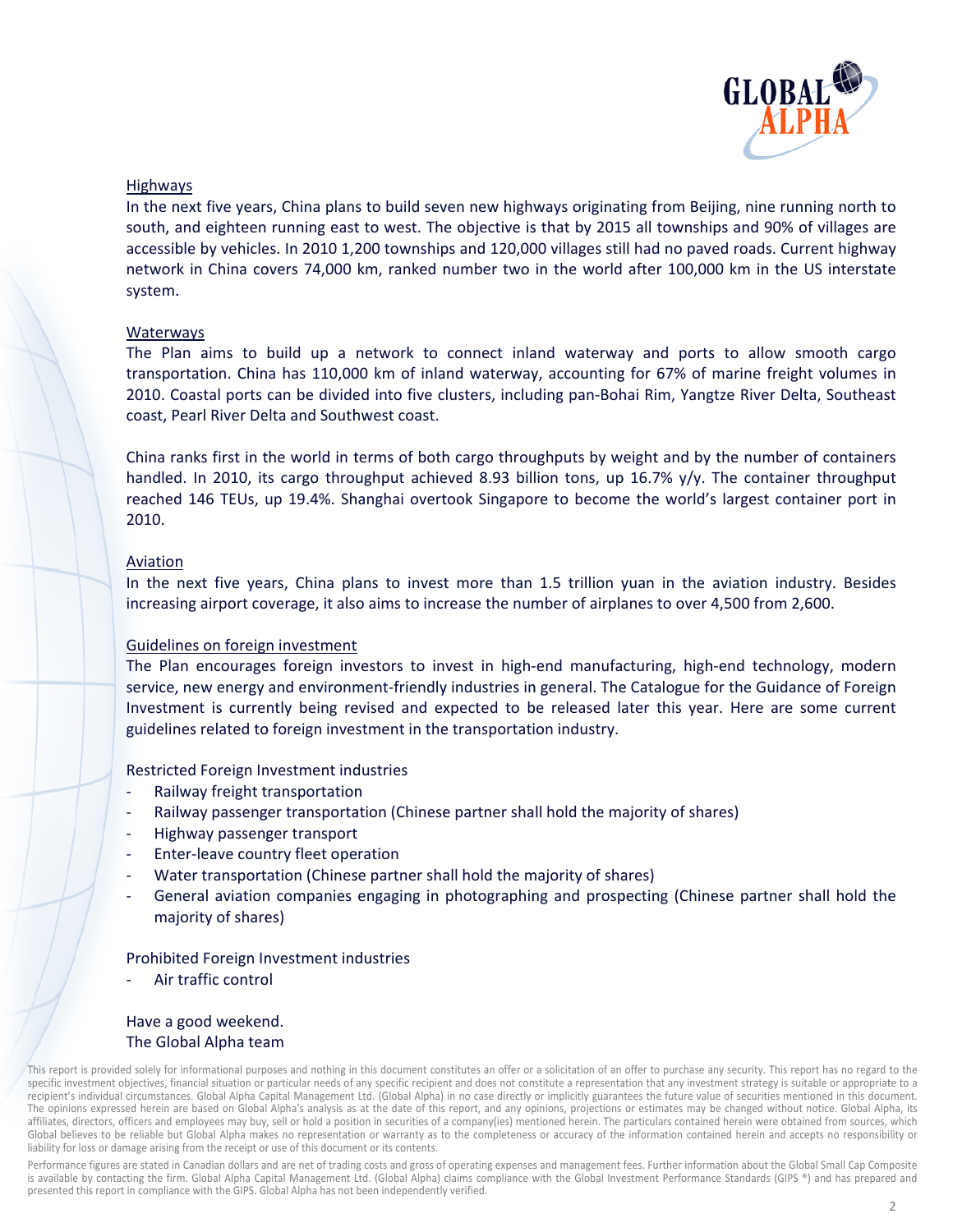Highways

In the next five years, China plans to build seven new highways originating from Beijing, nine running north to south, and eighteen running east to west. The objective is that by 2015 all townships and 90% of villages are accessible by vehicles. In 2010 1,200 townships and 120,000 villages still had no paved roads. Current highway network in China covers 74,000 km, ranked number two in the world after 100,000 km in the US interstate system.

Waterways

The Plan aims to build up a network to connect inland waterway and ports to allow smooth cargo transportation. China has 110,000 km of inland waterway, accounting for 67% of marine freight volumes in 2010. Coastal ports can be divided into five clusters, including pan-Bohai Rim, Yangtze River Delta, Southeast coast, Pearl River Delta and Southwest coast.

China ranks first in the world in terms of both cargo throughputs by weight and by the number of containers handled. In 2010, its cargo throughput achieved 8.93 billion tons, up 16.7% y/y. The container throughput reached 146 TEUs, up 19.4%. Shanghai overtook Singapore to become the world's largest container port in 2010.

Aviation

In the next five years, China plans to invest more than 1.5 trillion yuan in the aviation industry. Besides increasing airport coverage, it also aims to increase the number of airplanes to over 4,500 from 2,600.

Guidelines on foreign investment

The Plan encourages foreign investors to invest in high-end manufacturing, high-end technology, modern service, new energy and environment-friendly industries in general. The Catalogue for the Guidance of Foreign Investment is currently being revised and expected to be released later this year. Here are some current guidelines related to foreign investment in the transportation industry.

Restricted Foreign Investment industries

- Railway freight transportation
- Railway passenger transportation (Chinese partner shall hold the majority of shares)
- Highway passenger transport
- Enter-leave country fleet operation
- Water transportation (Chinese partner shall hold the majority of shares)
- General aviation companies engaging in photographing and prospecting (Chinese partner shall hold the majority of shares)

Prohibited Foreign Investment industries

- Air traffic control

Have a good weekend.
The Global Alpha team

This report is provided solely for informational purposes and nothing in this document constitutes an offer or a solicitation of an offer to purchase any security. This report has no regard to the specific investment objectives, financial situation or particular needs of any specific recipient and does not constitute a representation that any investment strategy is suitable or appropriate to a recipient's individual circumstances. Global Alpha Capital Management Ltd. (Global Alpha) in no case directly or implicitly guarantees the future value of securities mentioned in this document. The opinions expressed herein are based on Global Alpha's analysis as at the date of this report, and any opinions, projections or estimates may be changed without notice. Global Alpha, its affiliates, directors, officers and employees may buy, sell or hold a position in securities of a company(ies) mentioned herein. The particulars contained herein were obtained from sources, which Global believes to be reliable but Global Alpha makes no representation or warranty as to the completeness or accuracy of the information contained herein and accepts no responsibility or liability for loss or damage arising from the receipt or use of this document or its contents.

Performance figures are stated in Canadian dollars and are net of trading costs and gross of operating expenses and management fees. Further information about the Global Small Cap Composite is available by contacting the firm. Global Alpha Capital Management Ltd. (Global Alpha) claims compliance with the Global Investment Performance Standards (GIPS ®) and has prepared and presented this report in compliance with the GIPS. Global Alpha has not been independently verified.